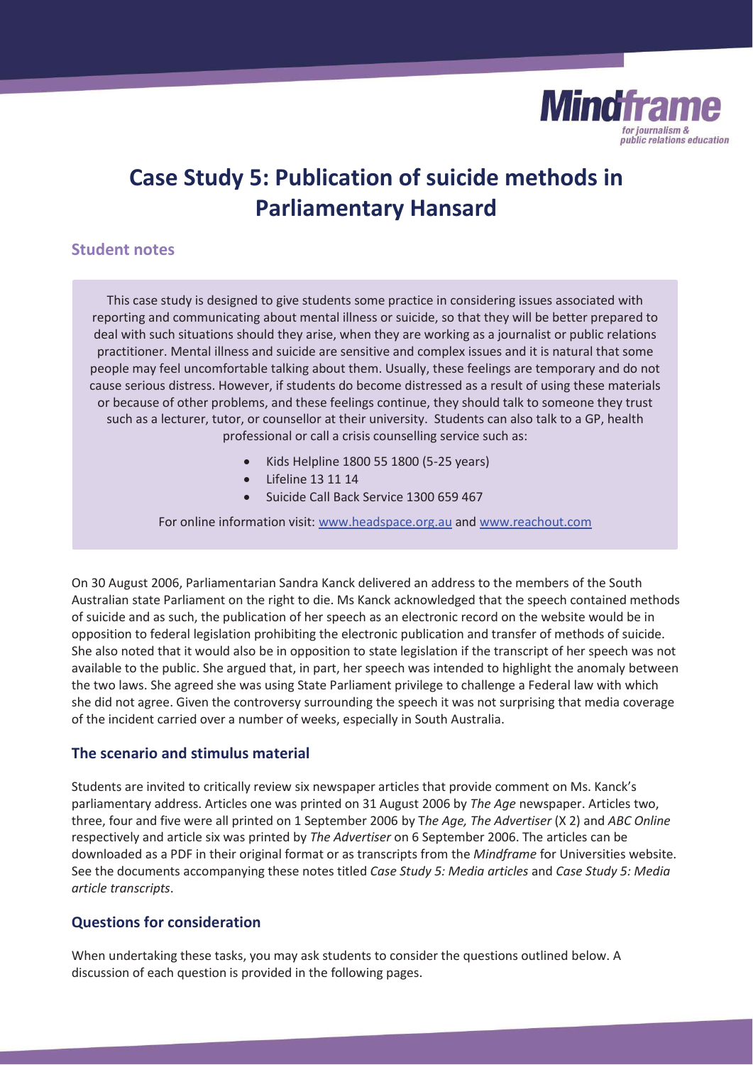# Case Study 5: Publication of suicide methods in Parliamentary Hansard

## Student notes

This case study is designed to give students some practice in considering issues associated with reporting and communicating about mental illness or suicide, so that they will be better prepared to deal with such situations should they arise, when they are working as a journalist or public relations practitioner. Mental illness and suicide are sensitive and complex issues and it is natural that some people may feel uncomfortable talking about them. Usually, these feelings are temporary and do not cause serious distress. However, if students do become distressed as a result of using these materials or because of other problems, and these feelings continue, they should talk to someone they trust such as a lecturer, tutor, or counsellor at their university. Students can also talk to a GP, health professional or call a crisis counselling service such as:

- Kids Helpline 1800 55 1800 (5-25 years)
- Lifeline 13 11 14
- Suicide Call Back Service 1300 659 467

For online information visit: www.headspace.org.au and www.reachout.com

On 30 August 2006, Parliamentarian Sandra Kanck delivered an address to the members of the South Australian state Parliament on the right to die. Ms Kanck acknowledged that the speech contained methods of suicide and as such, the publication of her speech as an electronic record on the website would be in opposition to federal legislation prohibiting the electronic publication and transfer of methods of suicide. She also noted that it would also be in opposition to state legislation if the transcript of her speech was not available to the public. She argued that, in part, her speech was intended to highlight the anomaly between the two laws. She agreed she was using State Parliament privilege to challenge a Federal law with which she did not agree. Given the controversy surrounding the speech it was not surprising that media coverage of the incident carried over a number of weeks, especially in South Australia.

## The scenario and stimulus material

Students are invited to critically review six newspaper articles that provide comment on Ms. Kanck's parliamentary address. Articles one was printed on 31 August 2006 by *The Age* newspaper. Articles two, three, four and five were all printed on 1 September 2006 by *The Age, The Advertiser* (X 2) and *ABC Online* respectively and article six was printed by *The Advertiser* on 6 September 2006. The articles can be downloaded as a PDF in their original format or as transcripts from the *Mindframe* for Universities website. See the documents accompanying these notes titled *Case Study 5: Media articles* and *Case Study 5: Media article transcripts*.

## Questions for consideration

When undertaking these tasks, you may ask students to consider the questions outlined below. A discussion of each question is provided in the following pages.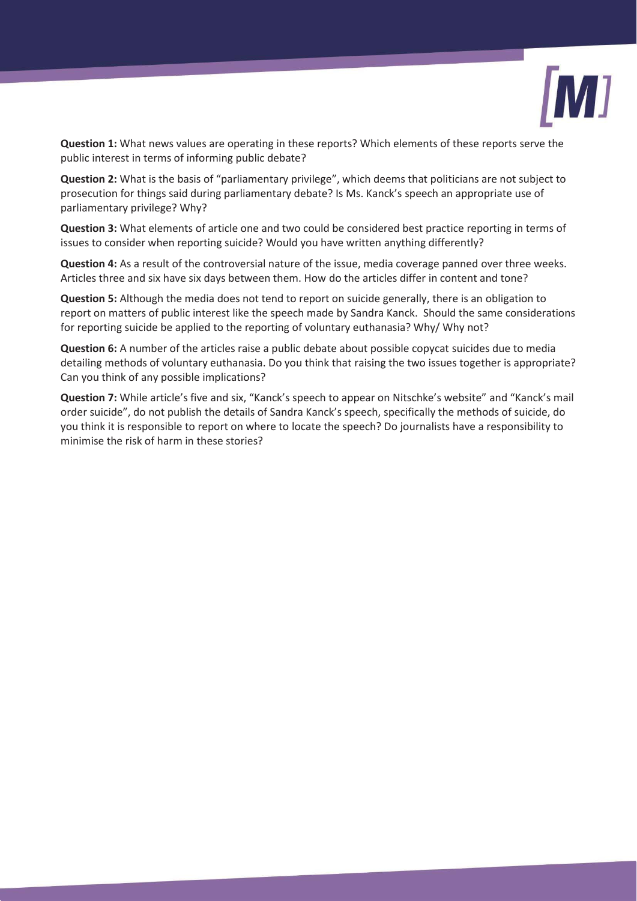**Question 1:** What news values are operating in these reports? Which elements of these reports serve the public interest in terms of informing public debate?

**Question 2:** What is the basis of "parliamentary privilege", which deems that politicians are not subject to prosecution for things said during parliamentary debate? Is Ms. Kanck's speech an appropriate use of parliamentary privilege? Why?

**Question 3:** What elements of article one and two could be considered best practice reporting in terms of issues to consider when reporting suicide? Would you have written anything differently?

**Question 4:** As a result of the controversial nature of the issue, media coverage panned over three weeks. Articles three and six have six days between them. How do the articles differ in content and tone?

**Question 5:** Although the media does not tend to report on suicide generally, there is an obligation to report on matters of public interest like the speech made by Sandra Kanck. Should the same considerations for reporting suicide be applied to the reporting of voluntary euthanasia? Why/ Why not?

**Question 6:** A number of the articles raise a public debate about possible copycat suicides due to media detailing methods of voluntary euthanasia. Do you think that raising the two issues together is appropriate? Can you think of any possible implications?

**Question 7:** While article's five and six, "Kanck's speech to appear on Nitschke's website" and "Kanck's mail order suicide", do not publish the details of Sandra Kanck's speech, specifically the methods of suicide, do you think it is responsible to report on where to locate the speech? Do journalists have a responsibility to minimise the risk of harm in these stories?